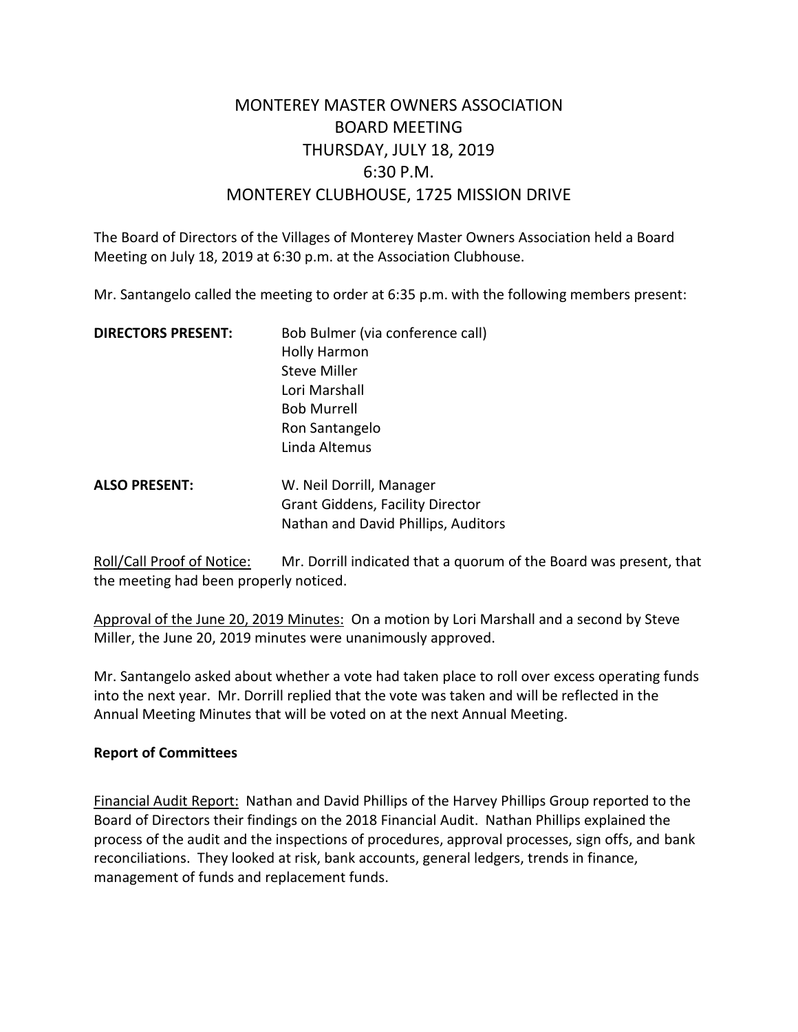# MONTEREY MASTER OWNERS ASSOCIATION
# BOARD MEETING
# THURSDAY, JULY 18, 2019
# 6:30 P.M.
# MONTEREY CLUBHOUSE, 1725 MISSION DRIVE

The Board of Directors of the Villages of Monterey Master Owners Association held a Board Meeting on July 18, 2019 at 6:30 p.m. at the Association Clubhouse.

Mr. Santangelo called the meeting to order at 6:35 p.m. with the following members present:

**DIRECTORS PRESENT:**
- Bob Bulmer (via conference call)
- Holly Harmon
- Steve Miller
- Lori Marshall
- Bob Murrell
- Ron Santangelo
- Linda Altemus

**ALSO PRESENT:**
- W. Neil Dorrill, Manager
- Grant Giddens, Facility Director
- Nathan and David Phillips, Auditors

Roll/Call Proof of Notice: Mr. Dorrill indicated that a quorum of the Board was present, that the meeting had been properly noticed.

Approval of the June 20, 2019 Minutes: On a motion by Lori Marshall and a second by Steve Miller, the June 20, 2019 minutes were unanimously approved.

Mr. Santangelo asked about whether a vote had taken place to roll over excess operating funds into the next year. Mr. Dorrill replied that the vote was taken and will be reflected in the Annual Meeting Minutes that will be voted on at the next Annual Meeting.

**Report of Committees**

Financial Audit Report: Nathan and David Phillips of the Harvey Phillips Group reported to the Board of Directors their findings on the 2018 Financial Audit. Nathan Phillips explained the process of the audit and the inspections of procedures, approval processes, sign offs, and bank reconciliations. They looked at risk, bank accounts, general ledgers, trends in finance, management of funds and replacement funds.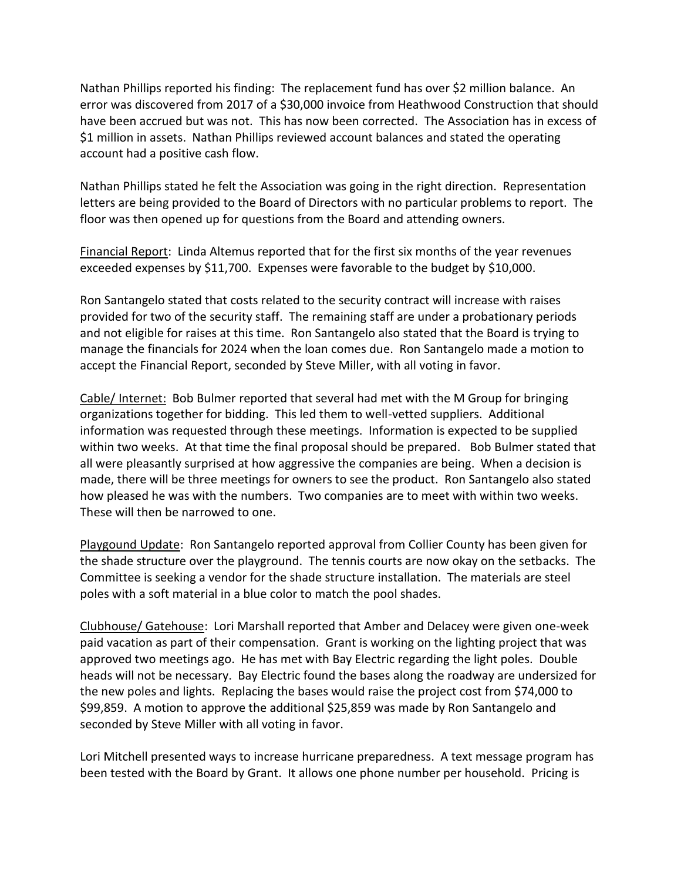Nathan Phillips reported his finding: The replacement fund has over $2 million balance. An error was discovered from 2017 of a $30,000 invoice from Heathwood Construction that should have been accrued but was not. This has now been corrected. The Association has in excess of $1 million in assets. Nathan Phillips reviewed account balances and stated the operating account had a positive cash flow.

Nathan Phillips stated he felt the Association was going in the right direction. Representation letters are being provided to the Board of Directors with no particular problems to report. The floor was then opened up for questions from the Board and attending owners.

<u>Financial Report</u>: Linda Altemus reported that for the first six months of the year revenues exceeded expenses by $11,700. Expenses were favorable to the budget by $10,000.

Ron Santangelo stated that costs related to the security contract will increase with raises provided for two of the security staff. The remaining staff are under a probationary periods and not eligible for raises at this time. Ron Santangelo also stated that the Board is trying to manage the financials for 2024 when the loan comes due. Ron Santangelo made a motion to accept the Financial Report, seconded by Steve Miller, with all voting in favor.

<u>Cable/ Internet:</u> Bob Bulmer reported that several had met with the M Group for bringing organizations together for bidding. This led them to well-vetted suppliers. Additional information was requested through these meetings. Information is expected to be supplied within two weeks. At that time the final proposal should be prepared. Bob Bulmer stated that all were pleasantly surprised at how aggressive the companies are being. When a decision is made, there will be three meetings for owners to see the product. Ron Santangelo also stated how pleased he was with the numbers. Two companies are to meet with within two weeks. These will then be narrowed to one.

<u>Playgound Update</u>: Ron Santangelo reported approval from Collier County has been given for the shade structure over the playground. The tennis courts are now okay on the setbacks. The Committee is seeking a vendor for the shade structure installation. The materials are steel poles with a soft material in a blue color to match the pool shades.

<u>Clubhouse/ Gatehouse</u>: Lori Marshall reported that Amber and Delacey were given one-week paid vacation as part of their compensation. Grant is working on the lighting project that was approved two meetings ago. He has met with Bay Electric regarding the light poles. Double heads will not be necessary. Bay Electric found the bases along the roadway are undersized for the new poles and lights. Replacing the bases would raise the project cost from $74,000 to $99,859. A motion to approve the additional $25,859 was made by Ron Santangelo and seconded by Steve Miller with all voting in favor.

Lori Mitchell presented ways to increase hurricane preparedness. A text message program has been tested with the Board by Grant. It allows one phone number per household. Pricing is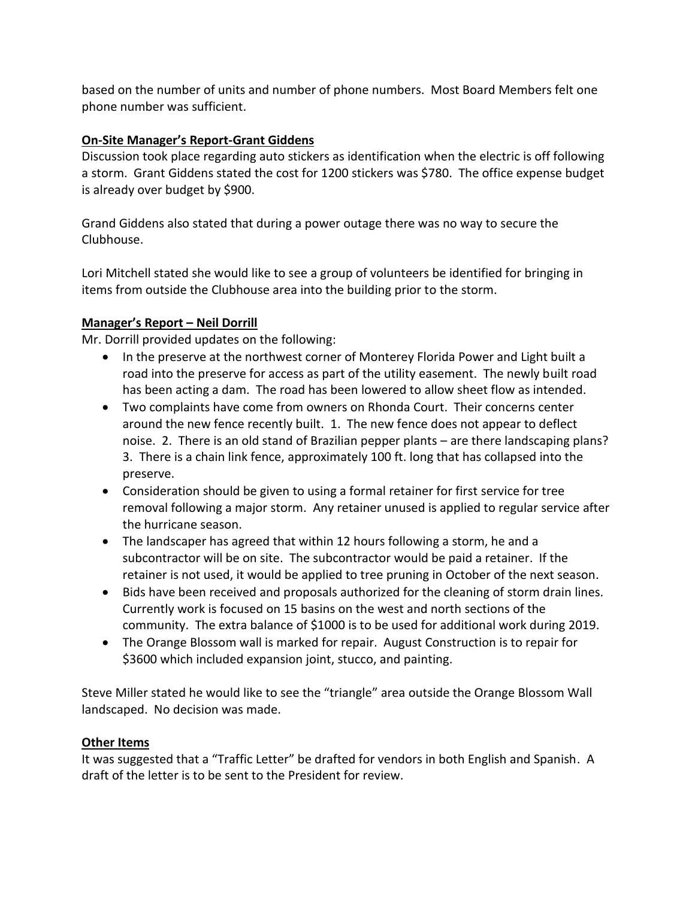based on the number of units and number of phone numbers. Most Board Members felt one phone number was sufficient.

**On-Site Manager's Report-Grant Giddens**

Discussion took place regarding auto stickers as identification when the electric is off following a storm. Grant Giddens stated the cost for 1200 stickers was $780. The office expense budget is already over budget by $900.

Grand Giddens also stated that during a power outage there was no way to secure the Clubhouse.

Lori Mitchell stated she would like to see a group of volunteers be identified for bringing in items from outside the Clubhouse area into the building prior to the storm.

**Manager's Report – Neil Dorrill**

Mr. Dorrill provided updates on the following:

- In the preserve at the northwest corner of Monterey Florida Power and Light built a road into the preserve for access as part of the utility easement. The newly built road has been acting a dam. The road has been lowered to allow sheet flow as intended.
- Two complaints have come from owners on Rhonda Court. Their concerns center around the new fence recently built. 1. The new fence does not appear to deflect noise. 2. There is an old stand of Brazilian pepper plants – are there landscaping plans? 3. There is a chain link fence, approximately 100 ft. long that has collapsed into the preserve.
- Consideration should be given to using a formal retainer for first service for tree removal following a major storm. Any retainer unused is applied to regular service after the hurricane season.
- The landscaper has agreed that within 12 hours following a storm, he and a subcontractor will be on site. The subcontractor would be paid a retainer. If the retainer is not used, it would be applied to tree pruning in October of the next season.
- Bids have been received and proposals authorized for the cleaning of storm drain lines. Currently work is focused on 15 basins on the west and north sections of the community. The extra balance of $1000 is to be used for additional work during 2019.
- The Orange Blossom wall is marked for repair. August Construction is to repair for $3600 which included expansion joint, stucco, and painting.

Steve Miller stated he would like to see the "triangle" area outside the Orange Blossom Wall landscaped. No decision was made.

**Other Items**

It was suggested that a "Traffic Letter" be drafted for vendors in both English and Spanish. A draft of the letter is to be sent to the President for review.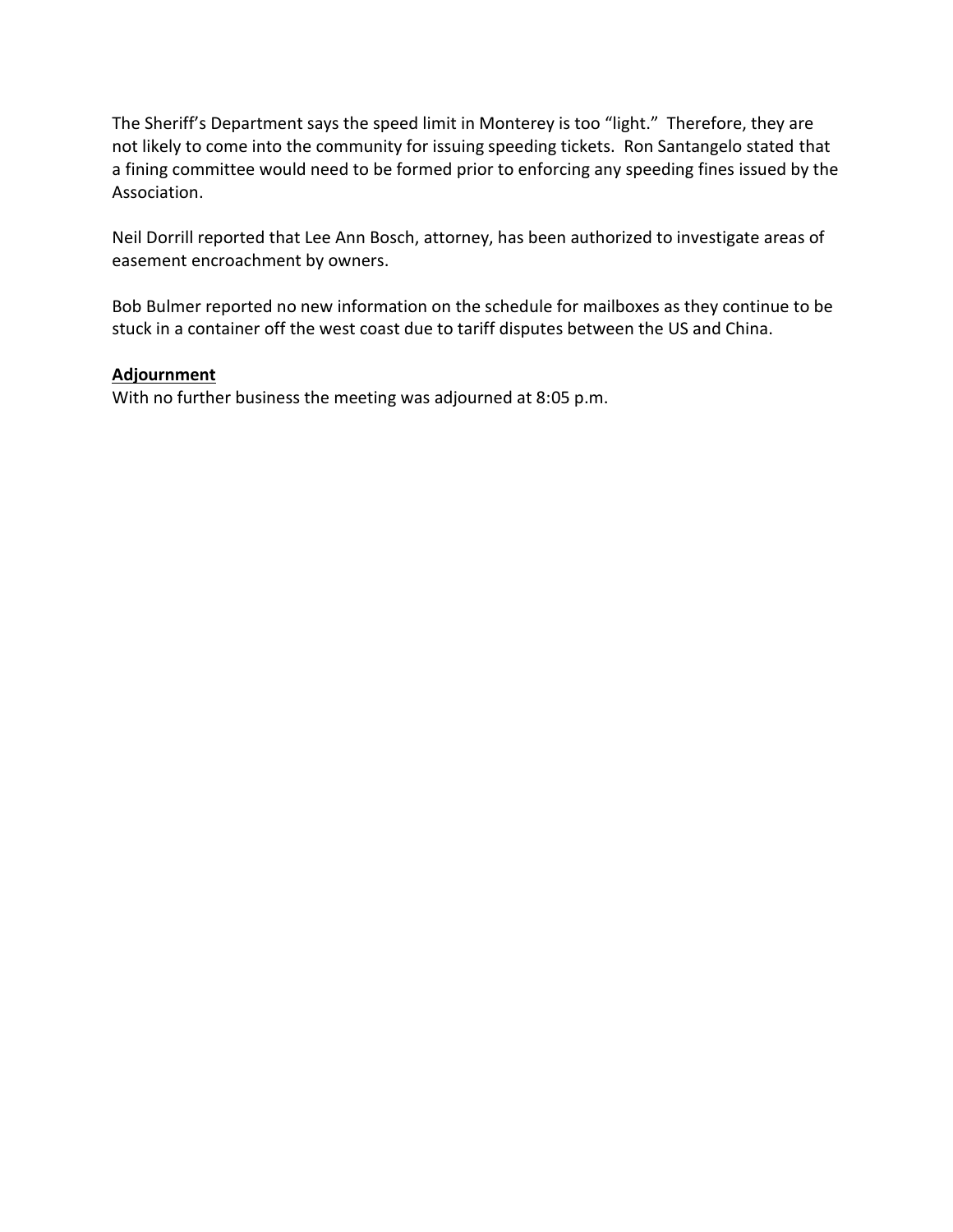The Sheriff's Department says the speed limit in Monterey is too "light." Therefore, they are not likely to come into the community for issuing speeding tickets. Ron Santangelo stated that a fining committee would need to be formed prior to enforcing any speeding fines issued by the Association.

Neil Dorrill reported that Lee Ann Bosch, attorney, has been authorized to investigate areas of easement encroachment by owners.

Bob Bulmer reported no new information on the schedule for mailboxes as they continue to be stuck in a container off the west coast due to tariff disputes between the US and China.

**<u>Adjournment</u>**

With no further business the meeting was adjourned at 8:05 p.m.